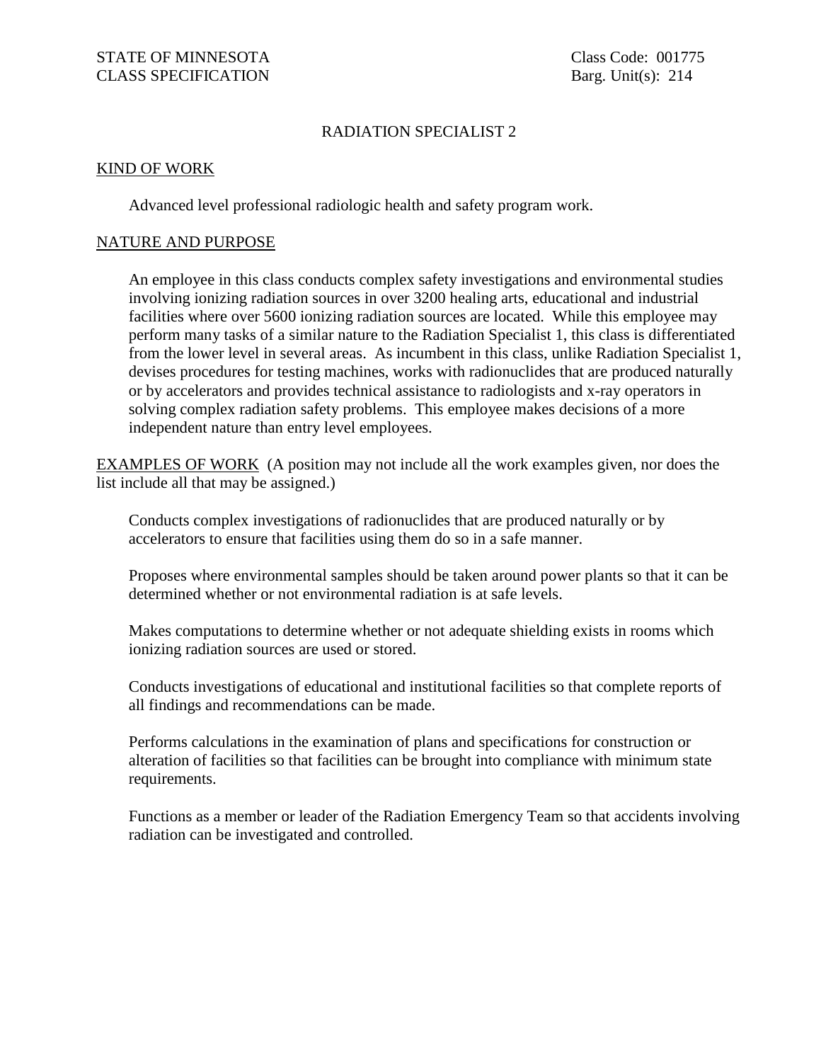STATE OF MINNESOTA
CLASS SPECIFICATION

Class Code: 001775
Barg. Unit(s): 214

# RADIATION SPECIALIST 2

## KIND OF WORK

Advanced level professional radiologic health and safety program work.

## NATURE AND PURPOSE

An employee in this class conducts complex safety investigations and environmental studies involving ionizing radiation sources in over 3200 healing arts, educational and industrial facilities where over 5600 ionizing radiation sources are located. While this employee may perform many tasks of a similar nature to the Radiation Specialist 1, this class is differentiated from the lower level in several areas. As incumbent in this class, unlike Radiation Specialist 1, devises procedures for testing machines, works with radionuclides that are produced naturally or by accelerators and provides technical assistance to radiologists and x-ray operators in solving complex radiation safety problems. This employee makes decisions of a more independent nature than entry level employees.

## EXAMPLES OF WORK

(A position may not include all the work examples given, nor does the list include all that may be assigned.)

Conducts complex investigations of radionuclides that are produced naturally or by accelerators to ensure that facilities using them do so in a safe manner.

Proposes where environmental samples should be taken around power plants so that it can be determined whether or not environmental radiation is at safe levels.

Makes computations to determine whether or not adequate shielding exists in rooms which ionizing radiation sources are used or stored.

Conducts investigations of educational and institutional facilities so that complete reports of all findings and recommendations can be made.

Performs calculations in the examination of plans and specifications for construction or alteration of facilities so that facilities can be brought into compliance with minimum state requirements.

Functions as a member or leader of the Radiation Emergency Team so that accidents involving radiation can be investigated and controlled.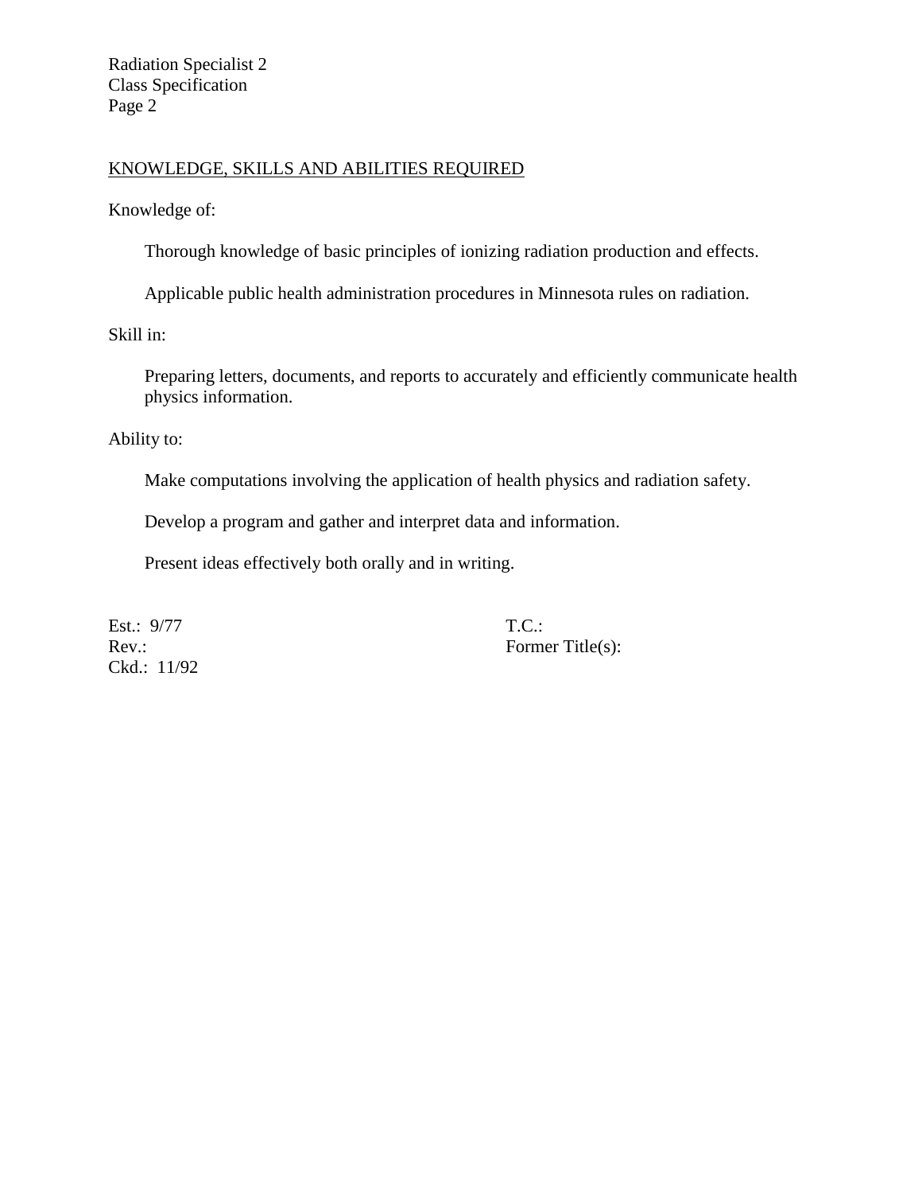## KNOWLEDGE, SKILLS AND ABILITIES REQUIRED

Knowledge of:

Thorough knowledge of basic principles of ionizing radiation production and effects.

Applicable public health administration procedures in Minnesota rules on radiation.

Skill in:

Preparing letters, documents, and reports to accurately and efficiently communicate health physics information.

Ability to:

Make computations involving the application of health physics and radiation safety.

Develop a program and gather and interpret data and information.

Present ideas effectively both orally and in writing.

Est.: 9/77
Rev.:
Ckd.: 11/92

T.C.:
Former Title(s):